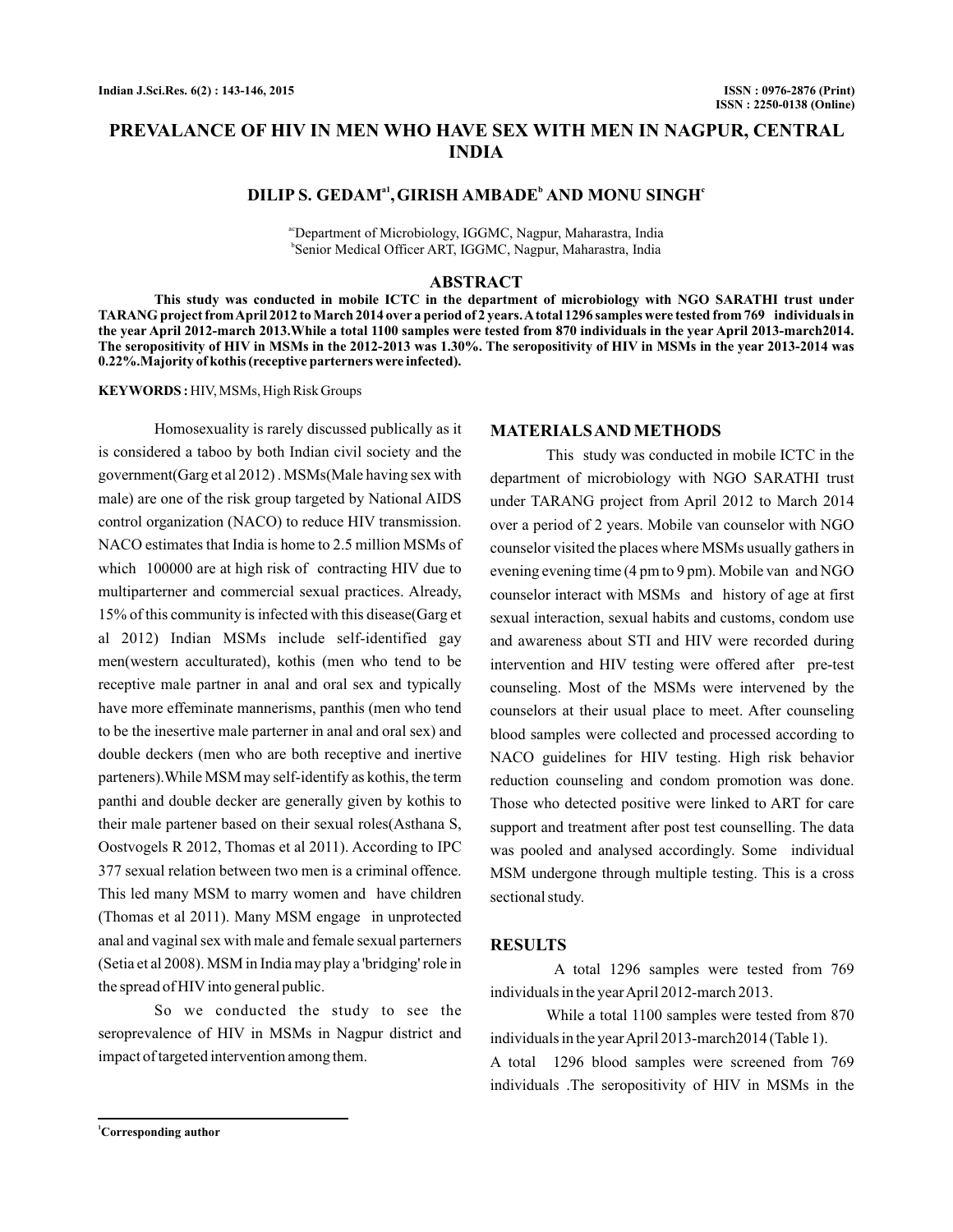# PREVALANCE OF HIV IN MEN WHO HAVE SEX WITH MEN IN NAGPUR, CENTRAL INDIA

**DILIP S. GEDAM[a1], GIRISH AMBADE[b] AND MONU SINGH[c]**

[ac]Department of Microbiology, IGGMC, Nagpur, Maharastra, India
[b]Senior Medical Officer ART, IGGMC, Nagpur, Maharastra, India

## ABSTRACT

**This study was conducted in mobile ICTC in the department of microbiology with NGO SARATHI trust under TARANG project from April 2012 to March 2014 over a period of 2 years. A total 1296 samples were tested from 769 individuals in the year April 2012-march 2013.While a total 1100 samples were tested from 870 individuals in the year April 2013-march2014. The seropositivity of HIV in MSMs in the 2012-2013 was 1.30%. The seropositivity of HIV in MSMs in the year 2013-2014 was 0.22%.Majority of kothis (receptive parterners were infected).**

**KEYWORDS :** HIV, MSMs, High Risk Groups

Homosexuality is rarely discussed publically as it is considered a taboo by both Indian civil society and the government(Garg et al 2012) . MSMs(Male having sex with male) are one of the risk group targeted by National AIDS control organization (NACO) to reduce HIV transmission. NACO estimates that India is home to 2.5 million MSMs of which 100000 are at high risk of contracting HIV due to multiparterner and commercial sexual practices. Already, 15% of this community is infected with this disease(Garg et al 2012) Indian MSMs include self-identified gay men(western acculturated), kothis (men who tend to be receptive male partner in anal and oral sex and typically have more effeminate mannerisms, panthis (men who tend to be the inesertive male parterner in anal and oral sex) and double deckers (men who are both receptive and inertive parteners).While MSM may self-identify as kothis, the term panthi and double decker are generally given by kothis to their male partener based on their sexual roles(Asthana S, Oostvogels R 2012, Thomas et al 2011). According to IPC 377 sexual relation between two men is a criminal offence. This led many MSM to marry women and have children (Thomas et al 2011). Many MSM engage in unprotected anal and vaginal sex with male and female sexual parterners (Setia et al 2008). MSM in India may play a 'bridging' role in the spread of HIV into general public.

So we conducted the study to see the seroprevalence of HIV in MSMs in Nagpur district and impact of targeted intervention among them.

## MATERIALS AND METHODS

This study was conducted in mobile ICTC in the department of microbiology with NGO SARATHI trust under TARANG project from April 2012 to March 2014 over a period of 2 years. Mobile van counselor with NGO counselor visited the places where MSMs usually gathers in evening evening time (4 pm to 9 pm). Mobile van and NGO counselor interact with MSMs and history of age at first sexual interaction, sexual habits and customs, condom use and awareness about STI and HIV were recorded during intervention and HIV testing were offered after pre-test counseling. Most of the MSMs were intervened by the counselors at their usual place to meet. After counseling blood samples were collected and processed according to NACO guidelines for HIV testing. High risk behavior reduction counseling and condom promotion was done. Those who detected positive were linked to ART for care support and treatment after post test counselling. The data was pooled and analysed accordingly. Some individual MSM undergone through multiple testing. This is a cross sectional study.

## RESULTS

A total 1296 samples were tested from 769 individuals in the year April 2012-march 2013.

While a total 1100 samples were tested from 870 individuals in the year April 2013-march2014 (Table 1).

A total 1296 blood samples were screened from 769 individuals .The seropositivity of HIV in MSMs in the

[1]Corresponding author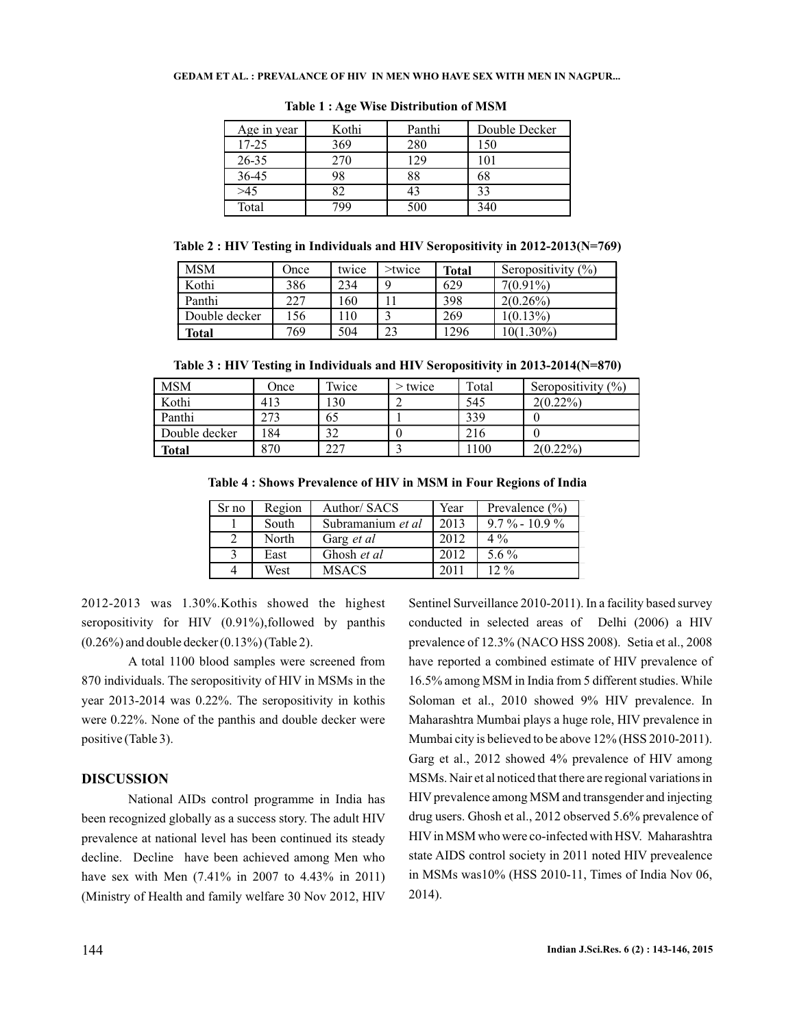**Table 1 : Age Wise Distribution of MSM**

| Age in year | Kothi | Panthi | Double Decker |
|---|---|---|---|
| 17-25 | 369 | 280 | 150 |
| 26-35 | 270 | 129 | 101 |
| 36-45 | 98 | 88 | 68 |
| >45 | 82 | 43 | 33 |
| Total | 799 | 500 | 340 |

**Table 2 : HIV Testing in Individuals and HIV Seropositivity in 2012-2013(N=769)**

| MSM | Once | twice | >twice | **Total** | Seropositivity (%) |
|---|---|---|---|---|---|
| Kothi | 386 | 234 | 9 | 629 | 7(0.91%) |
| Panthi | 227 | 160 | 11 | 398 | 2(0.26%) |
| Double decker | 156 | 110 | 3 | 269 | 1(0.13%) |
| **Total** | 769 | 504 | 23 | 1296 | 10(1.30%) |

**Table 3 : HIV Testing in Individuals and HIV Seropositivity in 2013-2014(N=870)**

| MSM | Once | Twice | > twice | Total | Seropositivity (%) |
|---|---|---|---|---|---|
| Kothi | 413 | 130 | 2 | 545 | 2(0.22%) |
| Panthi | 273 | 65 | 1 | 339 | 0 |
| Double decker | 184 | 32 | 0 | 216 | 0 |
| **Total** | 870 | 227 | 3 | 1100 | 2(0.22%) |

**Table 4 : Shows Prevalence of HIV in MSM in Four Regions of India**

| Sr no | Region | Author/ SACS | Year | Prevalence (%) |
|---|---|---|---|---|
| 1 | South | Subramanium *et al* | 2013 | 9.7 % - 10.9 % |
| 2 | North | Garg *et al* | 2012 | 4 % |
| 3 | East | Ghosh *et al* | 2012 | 5.6 % |
| 4 | West | MSACS | 2011 | 12 % |

2012-2013 was 1.30%.Kothis showed the highest seropositivity for HIV (0.91%),followed by panthis (0.26%) and double decker (0.13%) (Table 2).

A total 1100 blood samples were screened from 870 individuals. The seropositivity of HIV in MSMs in the year 2013-2014 was 0.22%. The seropositivity in kothis were 0.22%. None of the panthis and double decker were positive (Table 3).

## DISCUSSION

National AIDs control programme in India has been recognized globally as a success story. The adult HIV prevalence at national level has been continued its steady decline. Decline have been achieved among Men who have sex with Men (7.41% in 2007 to 4.43% in 2011) (Ministry of Health and family welfare 30 Nov 2012, HIV Sentinel Surveillance 2010-2011). In a facility based survey conducted in selected areas of Delhi (2006) a HIV prevalence of 12.3% (NACO HSS 2008). Setia et al., 2008 have reported a combined estimate of HIV prevalence of 16.5% among MSM in India from 5 different studies. While Soloman et al., 2010 showed 9% HIV prevalence. In Maharashtra Mumbai plays a huge role, HIV prevalence in Mumbai city is believed to be above 12% (HSS 2010-2011). Garg et al., 2012 showed 4% prevalence of HIV among MSMs. Nair et al noticed that there are regional variations in HIV prevalence among MSM and transgender and injecting drug users. Ghosh et al., 2012 observed 5.6% prevalence of HIV in MSM who were co-infected with HSV. Maharashtra state AIDS control society in 2011 noted HIV prevealence in MSMs was10% (HSS 2010-11, Times of India Nov 06, 2014).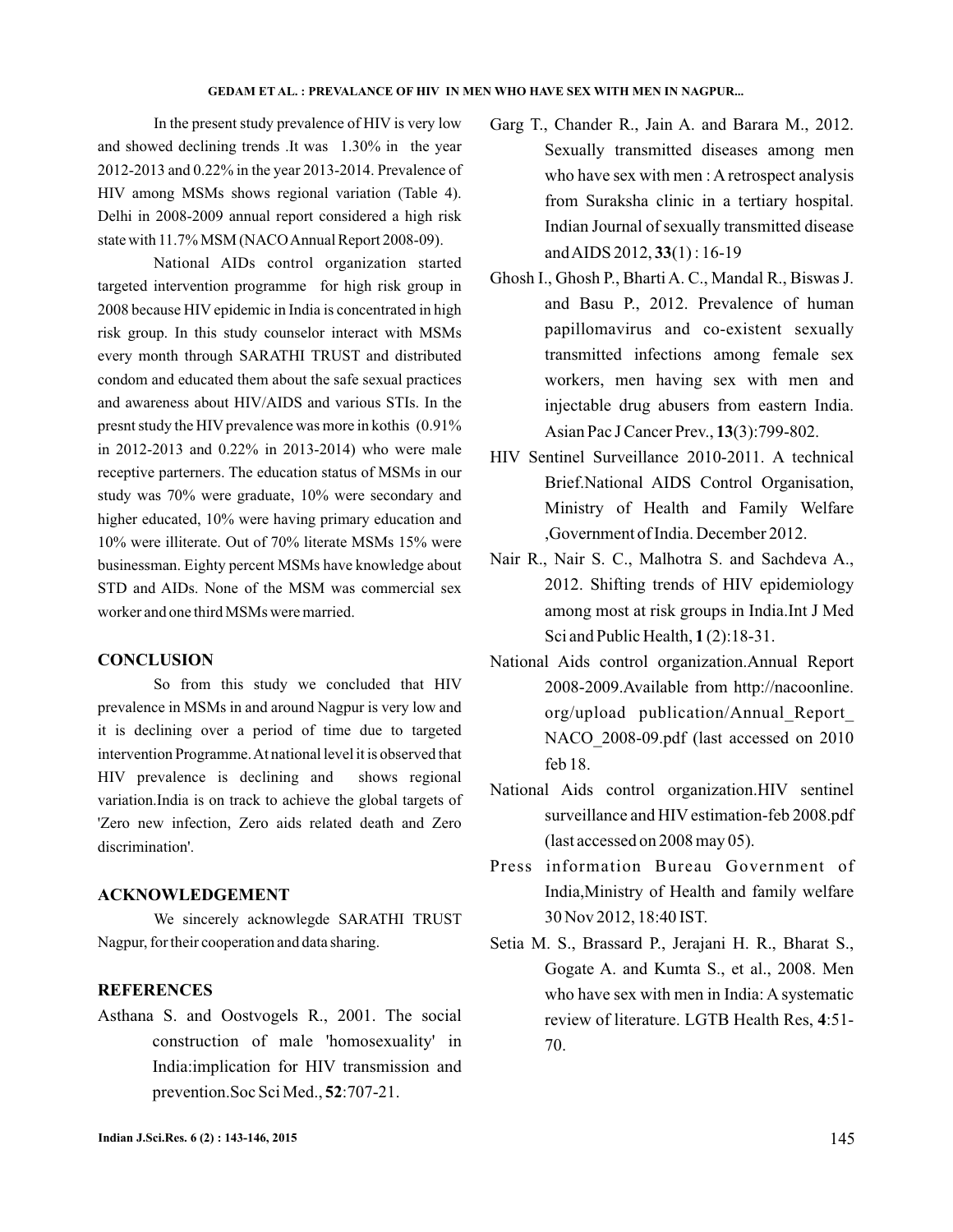In the present study prevalence of HIV is very low and showed declining trends .It was 1.30% in the year 2012-2013 and 0.22% in the year 2013-2014. Prevalence of HIV among MSMs shows regional variation (Table 4). Delhi in 2008-2009 annual report considered a high risk state with 11.7% MSM (NACO Annual Report 2008-09).

National AIDs control organization started targeted intervention programme for high risk group in 2008 because HIV epidemic in India is concentrated in high risk group. In this study counselor interact with MSMs every month through SARATHI TRUST and distributed condom and educated them about the safe sexual practices and awareness about HIV/AIDS and various STIs. In the presnt study the HIV prevalence was more in kothis (0.91% in 2012-2013 and 0.22% in 2013-2014) who were male receptive parterners. The education status of MSMs in our study was 70% were graduate, 10% were secondary and higher educated, 10% were having primary education and 10% were illiterate. Out of 70% literate MSMs 15% were businessman. Eighty percent MSMs have knowledge about STD and AIDs. None of the MSM was commercial sex worker and one third MSMs were married.

## CONCLUSION

So from this study we concluded that HIV prevalence in MSMs in and around Nagpur is very low and it is declining over a period of time due to targeted intervention Programme. At national level it is observed that HIV prevalence is declining and shows regional variation.India is on track to achieve the global targets of 'Zero new infection, Zero aids related death and Zero discrimination'.

## ACKNOWLEDGEMENT

We sincerely acknowlegde SARATHI TRUST Nagpur, for their cooperation and data sharing.

## REFERENCES

Asthana S. and Oostvogels R., 2001. The social construction of male 'homosexuality' in India:implication for HIV transmission and prevention.Soc Sci Med., **52**:707-21.

Garg T., Chander R., Jain A. and Barara M., 2012. Sexually transmitted diseases among men who have sex with men : A retrospect analysis from Suraksha clinic in a tertiary hospital. Indian Journal of sexually transmitted disease and AIDS 2012, **33**(1) : 16-19

Ghosh I., Ghosh P., Bharti A. C., Mandal R., Biswas J. and Basu P., 2012. Prevalence of human papillomavirus and co-existent sexually transmitted infections among female sex workers, men having sex with men and injectable drug abusers from eastern India. Asian Pac J Cancer Prev., **13**(3):799-802.

HIV Sentinel Surveillance 2010-2011. A technical Brief.National AIDS Control Organisation, Ministry of Health and Family Welfare ,Government of India. December 2012.

Nair R., Nair S. C., Malhotra S. and Sachdeva A., 2012. Shifting trends of HIV epidemiology among most at risk groups in India.Int J Med Sci and Public Health, **1** (2):18-31.

National Aids control organization.Annual Report 2008-2009.Available from http://nacoonline. org/upload publication/Annual_Report_ NACO_2008-09.pdf (last accessed on 2010 feb 18.

National Aids control organization.HIV sentinel surveillance and HIV estimation-feb 2008.pdf (last accessed on 2008 may 05).

Press information Bureau Government of India,Ministry of Health and family welfare 30 Nov 2012, 18:40 IST.

Setia M. S., Brassard P., Jerajani H. R., Bharat S., Gogate A. and Kumta S., et al., 2008. Men who have sex with men in India: A systematic review of literature. LGTB Health Res, **4**:51-70.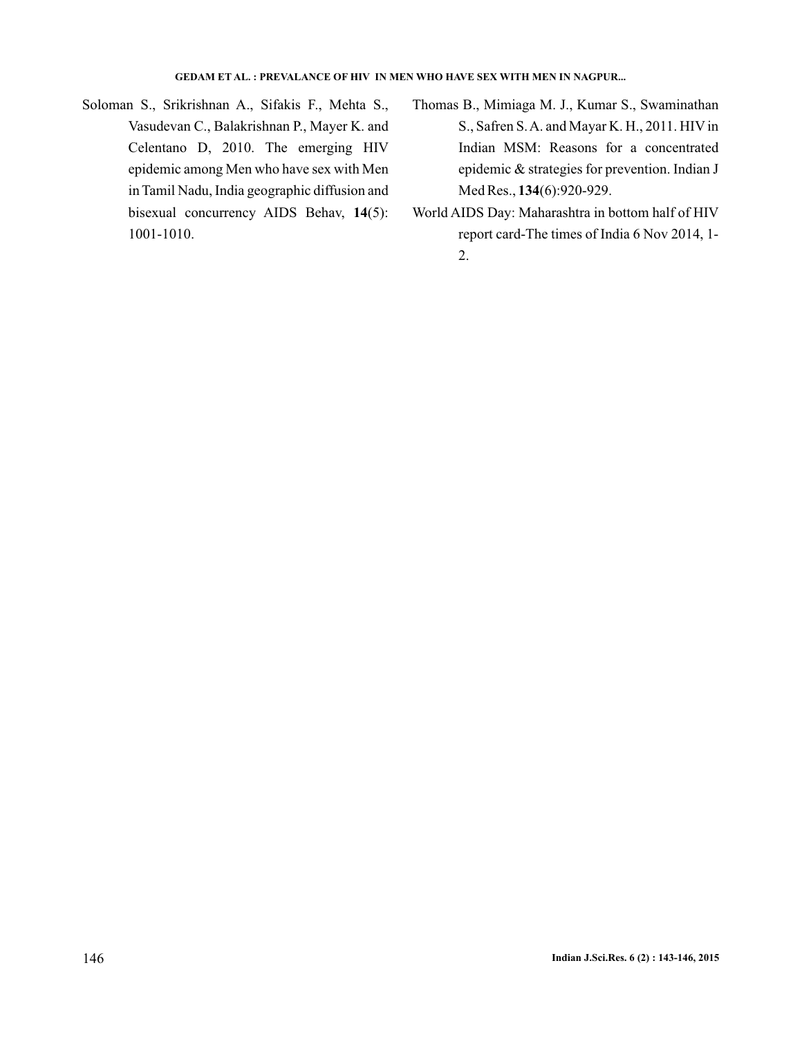Soloman S., Srikrishnan A., Sifakis F., Mehta S., Vasudevan C., Balakrishnan P., Mayer K. and Celentano D, 2010. The emerging HIV epidemic among Men who have sex with Men in Tamil Nadu, India geographic diffusion and bisexual concurrency AIDS Behav, **14**(5): 1001-1010.

Thomas B., Mimiaga M. J., Kumar S., Swaminathan S., Safren S. A. and Mayar K. H., 2011. HIV in Indian MSM: Reasons for a concentrated epidemic & strategies for prevention. Indian J Med Res., **134**(6):920-929.

World AIDS Day: Maharashtra in bottom half of HIV report card-The times of India 6 Nov 2014, 1-2.